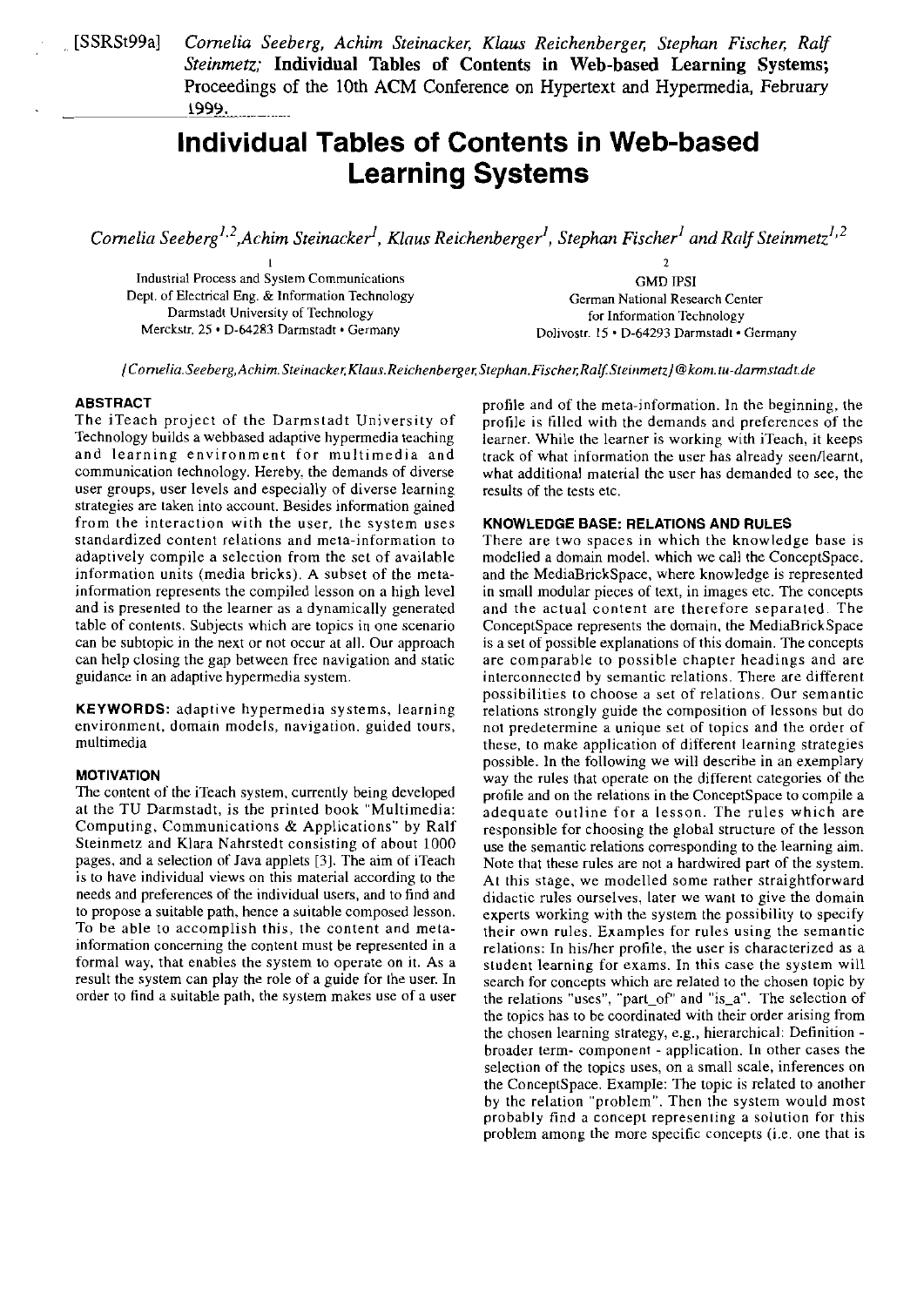[SSRSt99a] *Cornelia Seeberg, Achim Steinacker, Klaus Reichenberger, Stephan Fischer, Ralf Steinmetz;* **Individual Tables of Contents in Web-based Learning Systems;** Proceedings of the 10th ACM Conference on Hypertext and Hypermedia, February 1999.

# Individual Tables of Contents in Web-based Learning Systems

*Cornelia Seeberg[1,2], Achim Steinacker[1], Klaus Reichenberger[1], Stephan Fischer[1] and Ralf Steinmetz[1,2]*

[1]
Industrial Process and System Communications
Dept. of Electrical Eng. & Information Technology
Darmstadt University of Technology
Merckstr. 25 • D-64283 Darmstadt • Germany

[2]
GMD IPSI
German National Research Center
for Information Technology
Dolivostr. 15 • D-64293 Darmstadt • Germany

*{Cornelia.Seeberg,Achim.Steinacker,Klaus.Reichenberger,Stephan.Fischer,Ralf.Steinmetz}@kom.tu-darmstadt.de*

### ABSTRACT

The iTeach project of the Darmstadt University of Technology builds a webbased adaptive hypermedia teaching and learning environment for multimedia and communication technology. Hereby, the demands of diverse user groups, user levels and especially of diverse learning strategies are taken into account. Besides information gained from the interaction with the user, the system uses standardized content relations and meta-information to adaptively compile a selection from the set of available information units (media bricks). A subset of the meta-information represents the compiled lesson on a high level and is presented to the learner as a dynamically generated table of contents. Subjects which are topics in one scenario can be subtopic in the next or not occur at all. Our approach can help closing the gap between free navigation and static guidance in an adaptive hypermedia system.

**KEYWORDS:** adaptive hypermedia systems, learning environment, domain models, navigation, guided tours, multimedia

### MOTIVATION

The content of the iTeach system, currently being developed at the TU Darmstadt, is the printed book "Multimedia: Computing, Communications & Applications" by Ralf Steinmetz and Klara Nahrstedt consisting of about 1000 pages, and a selection of Java applets [3]. The aim of iTeach is to have individual views on this material according to the needs and preferences of the individual users, and to find and to propose a suitable path, hence a suitable composed lesson. To be able to accomplish this, the content and meta-information concerning the content must be represented in a formal way, that enables the system to operate on it. As a result the system can play the role of a guide for the user. In order to find a suitable path, the system makes use of a user profile and of the meta-information. In the beginning, the profile is filled with the demands and preferences of the learner. While the learner is working with iTeach, it keeps track of what information the user has already seen/learnt, what additional material the user has demanded to see, the results of the tests etc.

### KNOWLEDGE BASE: RELATIONS AND RULES

There are two spaces in which the knowledge base is modelled a domain model, which we call the ConceptSpace, and the MediaBrickSpace, where knowledge is represented in small modular pieces of text, in images etc. The concepts and the actual content are therefore separated. The ConceptSpace represents the domain, the MediaBrickSpace is a set of possible explanations of this domain. The concepts are comparable to possible chapter headings and are interconnected by semantic relations. There are different possibilities to choose a set of relations. Our semantic relations strongly guide the composition of lessons but do not predetermine a unique set of topics and the order of these, to make application of different learning strategies possible. In the following we will describe in an exemplary way the rules that operate on the different categories of the profile and on the relations in the ConceptSpace to compile a adequate outline for a lesson. The rules which are responsible for choosing the global structure of the lesson use the semantic relations corresponding to the learning aim. Note that these rules are not a hardwired part of the system. At this stage, we modelled some rather straightforward didactic rules ourselves, later we want to give the domain experts working with the system the possibility to specify their own rules. Examples for rules using the semantic relations: In his/her profile, the user is characterized as a student learning for exams. In this case the system will search for concepts which are related to the chosen topic by the relations "uses", "part_of" and "is_a". The selection of the topics has to be coordinated with their order arising from the chosen learning strategy, e.g., hierarchical: Definition - broader term- component - application. In other cases the selection of the topics uses, on a small scale, inferences on the ConceptSpace. Example: The topic is related to another by the relation "problem". Then the system would most probably find a concept representing a solution for this problem among the more specific concepts (i.e. one that is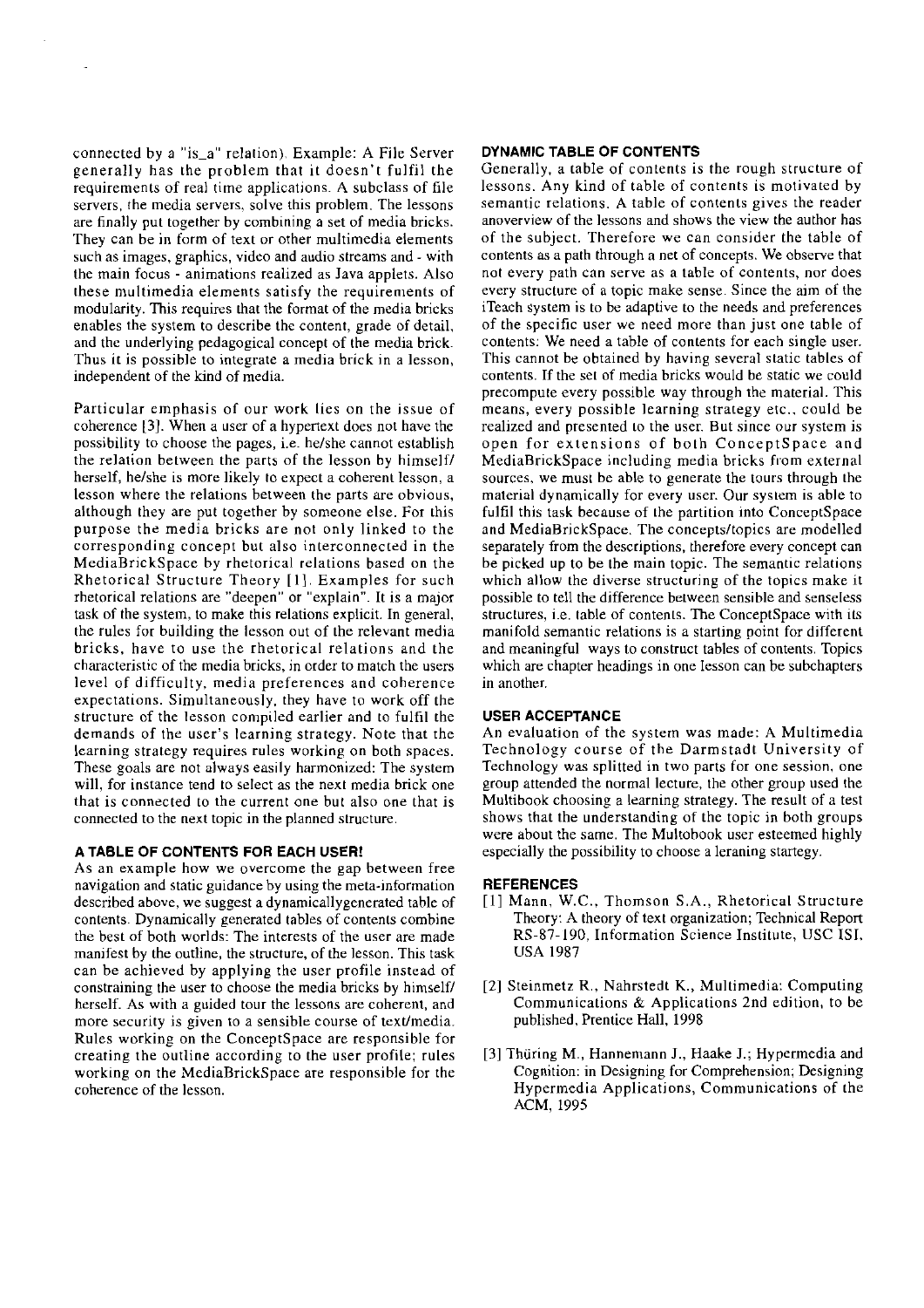connected by a "is_a" relation). Example: A File Server generally has the problem that it doesn't fulfil the requirements of real time applications. A subclass of file servers, the media servers, solve this problem. The lessons are finally put together by combining a set of media bricks. They can be in form of text or other multimedia elements such as images, graphics, video and audio streams and - with the main focus - animations realized as Java applets. Also these multimedia elements satisfy the requirements of modularity. This requires that the format of the media bricks enables the system to describe the content, grade of detail, and the underlying pedagogical concept of the media brick. Thus it is possible to integrate a media brick in a lesson, independent of the kind of media.

Particular emphasis of our work lies on the issue of coherence [3]. When a user of a hypertext does not have the possibility to choose the pages, i.e. he/she cannot establish the relation between the parts of the lesson by himself/ herself, he/she is more likely to expect a coherent lesson, a lesson where the relations between the parts are obvious, although they are put together by someone else. For this purpose the media bricks are not only linked to the corresponding concept but also interconnected in the MediaBrickSpace by rhetorical relations based on the Rhetorical Structure Theory [1]. Examples for such rhetorical relations are "deepen" or "explain". It is a major task of the system, to make this relations explicit. In general, the rules for building the lesson out of the relevant media bricks, have to use the rhetorical relations and the characteristic of the media bricks, in order to match the users level of difficulty, media preferences and coherence expectations. Simultaneously, they have to work off the structure of the lesson compiled earlier and to fulfil the demands of the user's learning strategy. Note that the learning strategy requires rules working on both spaces. These goals are not always easily harmonized: The system will, for instance tend to select as the next media brick one that is connected to the current one but also one that is connected to the next topic in the planned structure.

### A TABLE OF CONTENTS FOR EACH USER!

As an example how we overcome the gap between free navigation and static guidance by using the meta-information described above, we suggest a dynamicallygenerated table of contents. Dynamically generated tables of contents combine the best of both worlds: The interests of the user are made manifest by the outline, the structure, of the lesson. This task can be achieved by applying the user profile instead of constraining the user to choose the media bricks by himself/ herself. As with a guided tour the lessons are coherent, and more security is given to a sensible course of text/media. Rules working on the ConceptSpace are responsible for creating the outline according to the user profile; rules working on the MediaBrickSpace are responsible for the coherence of the lesson.

### DYNAMIC TABLE OF CONTENTS

Generally, a table of contents is the rough structure of lessons. Any kind of table of contents is motivated by semantic relations. A table of contents gives the reader anoverview of the lessons and shows the view the author has of the subject. Therefore we can consider the table of contents as a path through a net of concepts. We observe that not every path can serve as a table of contents, nor does every structure of a topic make sense. Since the aim of the iTeach system is to be adaptive to the needs and preferences of the specific user we need more than just one table of contents: We need a table of contents for each single user. This cannot be obtained by having several static tables of contents. If the set of media bricks would be static we could precompute every possible way through the material. This means, every possible learning strategy etc., could be realized and presented to the user. But since our system is open for extensions of both ConceptSpace and MediaBrickSpace including media bricks from external sources, we must be able to generate the tours through the material dynamically for every user. Our system is able to fulfil this task because of the partition into ConceptSpace and MediaBrickSpace. The concepts/topics are modelled separately from the descriptions, therefore every concept can be picked up to be the main topic. The semantic relations which allow the diverse structuring of the topics make it possible to tell the difference between sensible and senseless structures, i.e. table of contents. The ConceptSpace with its manifold semantic relations is a starting point for different and meaningful ways to construct tables of contents. Topics which are chapter headings in one lesson can be subchapters in another.

### USER ACCEPTANCE

An evaluation of the system was made: A Multimedia Technology course of the Darmstadt University of Technology was splitted in two parts for one session, one group attended the normal lecture, the other group used the Multibook choosing a learning strategy. The result of a test shows that the understanding of the topic in both groups were about the same. The Multobook user esteemed highly especially the possibility to choose a leraning startegy.

### REFERENCES

[1] Mann, W.C., Thomson S.A., Rhetorical Structure Theory: A theory of text organization; Technical Report RS-87-190, Information Science Institute, USC ISI, USA 1987

[2] Steinmetz R., Nahrstedt K., Multimedia: Computing Communications & Applications 2nd edition, to be published, Prentice Hall, 1998

[3] Thüring M., Hannemann J., Haake J.; Hypermedia and Cognition: in Designing for Comprehension; Designing Hypermedia Applications, Communications of the ACM, 1995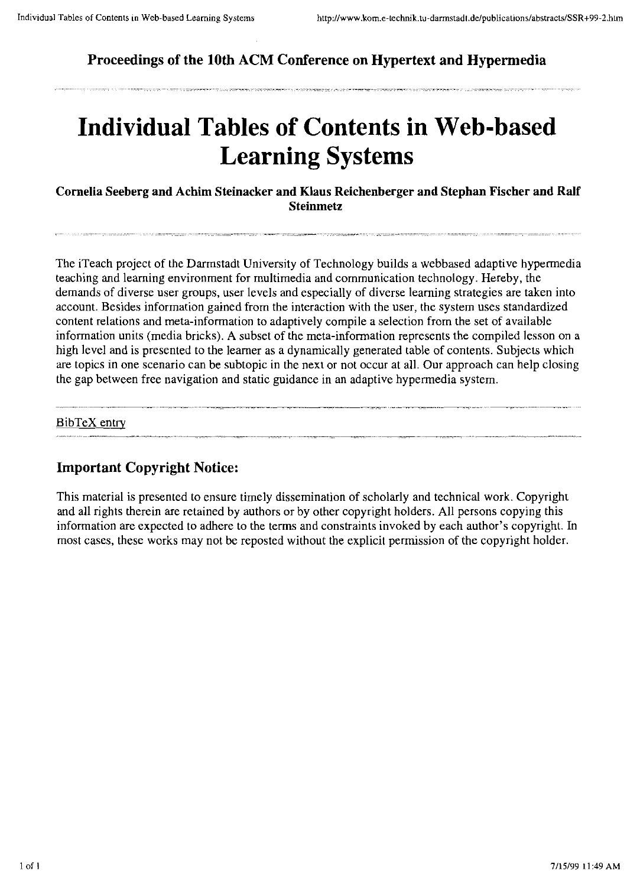**Proceedings of the 10th ACM Conference on Hypertext and Hypermedia**

# Individual Tables of Contents in Web-based Learning Systems

**Cornelia Seeberg and Achim Steinacker and Klaus Reichenberger and Stephan Fischer and Ralf Steinmetz**

The iTeach project of the Darmstadt University of Technology builds a webbased adaptive hypermedia teaching and learning environment for multimedia and communication technology. Hereby, the demands of diverse user groups, user levels and especially of diverse learning strategies are taken into account. Besides information gained from the interaction with the user, the system uses standardized content relations and meta-information to adaptively compile a selection from the set of available information units (media bricks). A subset of the meta-information represents the compiled lesson on a high level and is presented to the learner as a dynamically generated table of contents. Subjects which are topics in one scenario can be subtopic in the next or not occur at all. Our approach can help closing the gap between free navigation and static guidance in an adaptive hypermedia system.

BibTeX entry

## Important Copyright Notice:

This material is presented to ensure timely dissemination of scholarly and technical work. Copyright and all rights therein are retained by authors or by other copyright holders. All persons copying this information are expected to adhere to the terms and constraints invoked by each author's copyright. In most cases, these works may not be reposted without the explicit permission of the copyright holder.